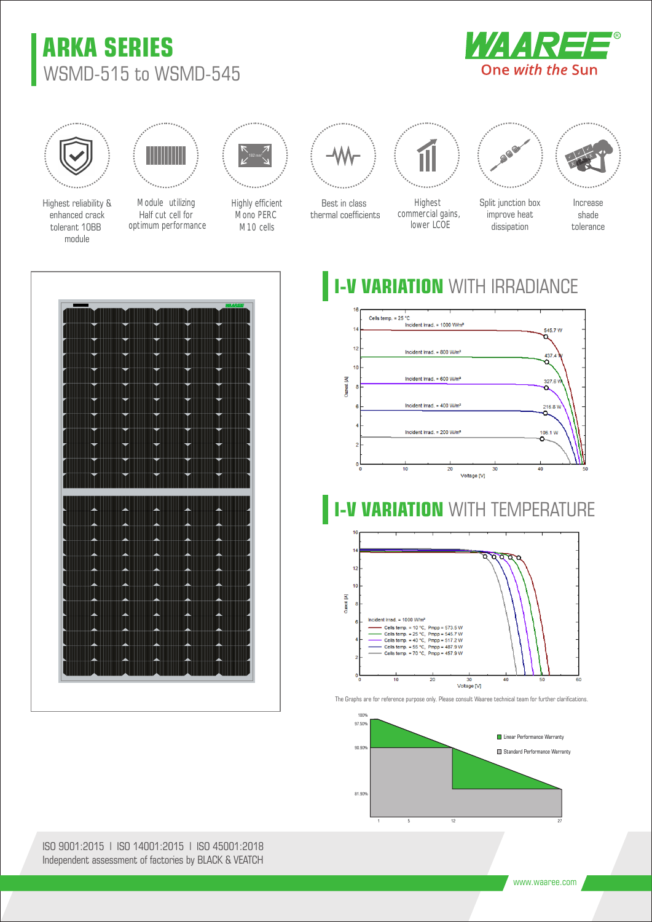# ARKA SERIES

WSMD-515 to WSMD-545

WAAREE® One *with the* Sun

- Highest reliability & enhanced crack tolerant 10BB module
- Module utilizing Half cut cell for optimum performance
- Highly efficient Mono PERC M10 cells
- Best in class thermal coefficients
- Highest commercial gains, lower LCOE
- Split junction box improve heat dissipation
- Increase shade tolerance

## I-V VARIATION WITH IRRADIANCE

Cells temp. = 25 °C

- Incident irrad. = 1000 W/m² — 545.7 W
- Incident irrad. = 800 W/m² — 437.4 W
- Incident irrad. = 600 W/m² — 327.6 W
- Incident irrad. = 400 W/m² — 216.8 W
- Incident irrad. = 200 W/m² — 106.1 W

Current [A] / Voltage [V]

## I-V VARIATION WITH TEMPERATURE

Incident irrad. = 1000 W/m²

- Cells temp. = 10 °C, Pmpp = 573.5 W
- Cells temp. = 25 °C, Pmpp = 545.7 W
- Cells temp. = 40 °C, Pmpp = 517.2 W
- Cells temp. = 55 °C, Pmpp = 487.9 W
- Cells temp. = 70 °C, Pmpp = 457.9 W

Current [A] / Voltage [V]

The Graphs are for reference purpose only. Please consult Waaree technical team for further clarifications.

- Linear Performance Warranty
- Standard Performance Warranty

100%, 97.50%, 90.90%, 81.90% — 1, 5, 12, 27

ISO 9001:2015 I ISO 14001:2015 I ISO 45001:2018

Independent assessment of factories by BLACK & VEATCH

www.waaree.com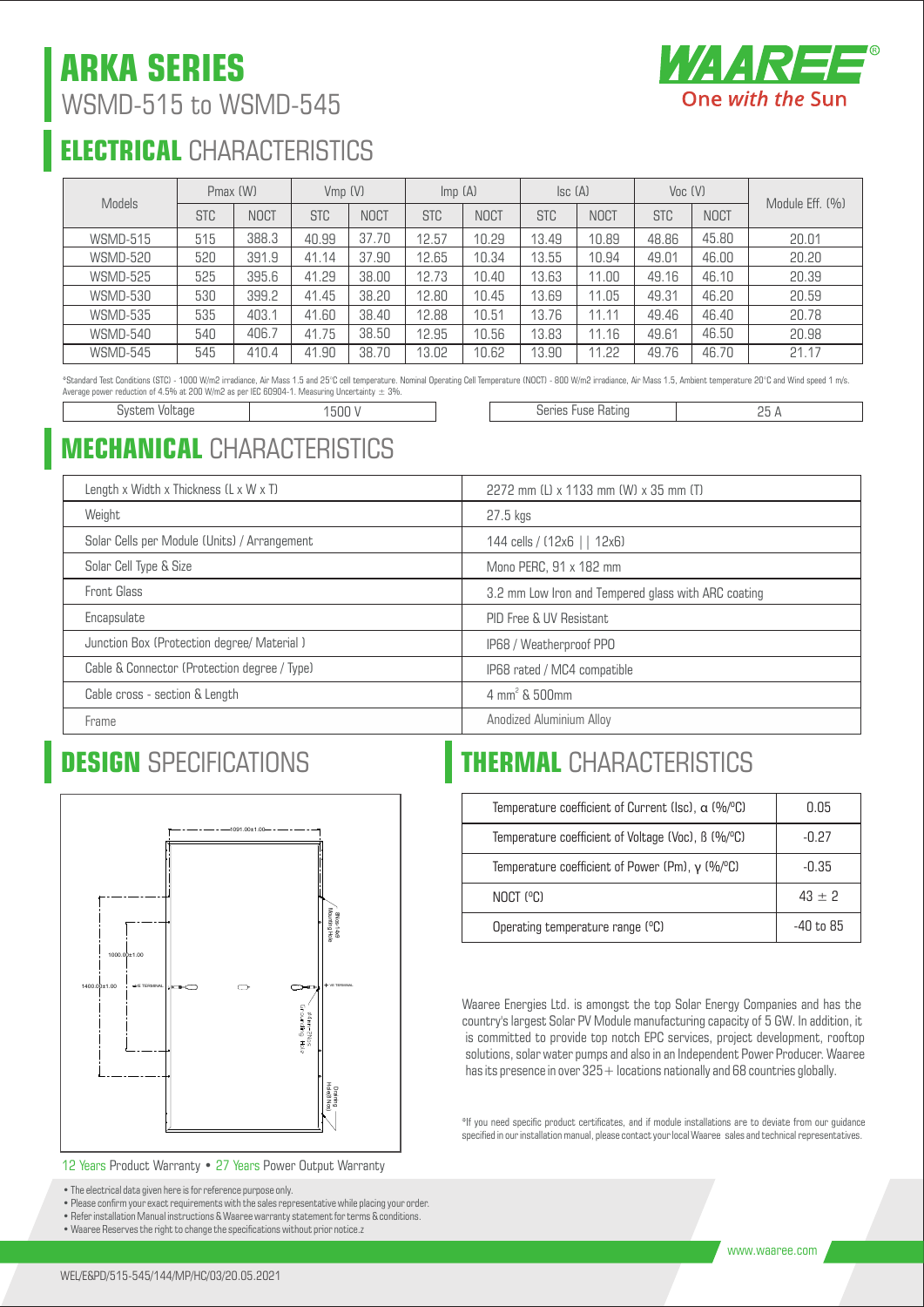# ARKA SERIES

WSMD-515 to WSMD-545

WAAREE®
One *with the* Sun

## ELECTRICAL CHARACTERISTICS

| Models | Pmax (W) | | Vmp (V) | | Imp (A) | | Isc (A) | | Voc (V) | | Module Eff. (%) |
|---|---|---|---|---|---|---|---|---|---|---|---|
| | STC | NOCT | STC | NOCT | STC | NOCT | STC | NOCT | STC | NOCT | |
| WSMD-515 | 515 | 388.3 | 40.99 | 37.70 | 12.57 | 10.29 | 13.49 | 10.89 | 48.86 | 45.80 | 20.01 |
| WSMD-520 | 520 | 391.9 | 41.14 | 37.90 | 12.65 | 10.34 | 13.55 | 10.94 | 49.01 | 46.00 | 20.20 |
| WSMD-525 | 525 | 395.6 | 41.29 | 38.00 | 12.73 | 10.40 | 13.63 | 11.00 | 49.16 | 46.10 | 20.39 |
| WSMD-530 | 530 | 399.2 | 41.45 | 38.20 | 12.80 | 10.45 | 13.69 | 11.05 | 49.31 | 46.20 | 20.59 |
| WSMD-535 | 535 | 403.1 | 41.60 | 38.40 | 12.88 | 10.51 | 13.76 | 11.11 | 49.46 | 46.40 | 20.78 |
| WSMD-540 | 540 | 406.7 | 41.75 | 38.50 | 12.95 | 10.56 | 13.83 | 11.16 | 49.61 | 46.50 | 20.98 |
| WSMD-545 | 545 | 410.4 | 41.90 | 38.70 | 13.02 | 10.62 | 13.90 | 11.22 | 49.76 | 46.70 | 21.17 |

*Standard Test Conditions (STC) - 1000 W/m2 irradiance, Air Mass 1.5 and 25°C cell temperature. Nominal Operating Cell Temperature (NOCT) - 800 W/m2 irradiance, Air Mass 1.5, Ambient temperature 20°C and Wind speed 1 m/s. Average power reduction of 4.5% at 200 W/m2 as per IEC 60904-1. Measuring Uncertainty ± 3%.

| System Voltage | 1500 V | Series Fuse Rating | 25 A |
|---|---|---|---|

## MECHANICAL CHARACTERISTICS

| | |
|---|---|
| Length x Width x Thickness (L x W x T) | 2272 mm (L) x 1133 mm (W) x 35 mm (T) |
| Weight | 27.5 kgs |
| Solar Cells per Module (Units) / Arrangement | 144 cells / (12x6 \|\| 12x6) |
| Solar Cell Type & Size | Mono PERC, 91 x 182 mm |
| Front Glass | 3.2 mm Low Iron and Tempered glass with ARC coating |
| Encapsulate | PID Free & UV Resistant |
| Junction Box (Protection degree/ Material ) | IP68 / Weatherproof PPO |
| Cable & Connector (Protection degree / Type) | IP68 rated / MC4 compatible |
| Cable cross - section & Length | 4 mm² & 500mm |
| Frame | Anodized Aluminium Alloy |

## DESIGN SPECIFICATIONS

1091.00±1.00
1000.00±1.00
1400.00±1.00
-VE TERMINAL
+VE TERMINAL
Mounting Hole
Earthing Hole
Draining Hole

12 Years Product Warranty • 27 Years Power Output Warranty

- The electrical data given here is for reference purpose only.
- Please confirm your exact requirements with the sales representative while placing your order.
- Refer installation Manual instructions & Waaree warranty statement for terms & conditions.
- Waaree Reserves the right to change the specifications without prior notice.z

## THERMAL CHARACTERISTICS

| | |
|---|---|
| Temperature coefficient of Current (Isc), α (%/°C) | 0.05 |
| Temperature coefficient of Voltage (Voc), β (%/°C) | -0.27 |
| Temperature coefficient of Power (Pm), γ (%/°C) | -0.35 |
| NOCT (°C) | 43 ± 2 |
| Operating temperature range (°C) | -40 to 85 |

Waaree Energies Ltd. is amongst the top Solar Energy Companies and has the country's largest Solar PV Module manufacturing capacity of 5 GW. In addition, it is committed to provide top notch EPC services, project development, rooftop solutions, solar water pumps and also in an Independent Power Producer. Waaree has its presence in over 325+ locations nationally and 68 countries globally.

*If you need specific product certificates, and if module installations are to deviate from our guidance specified in our installation manual, please contact your local Waaree sales and technical representatives.

www.waaree.com

WEL/E&PD/515-545/144/MP/HC/03/20.05.2021